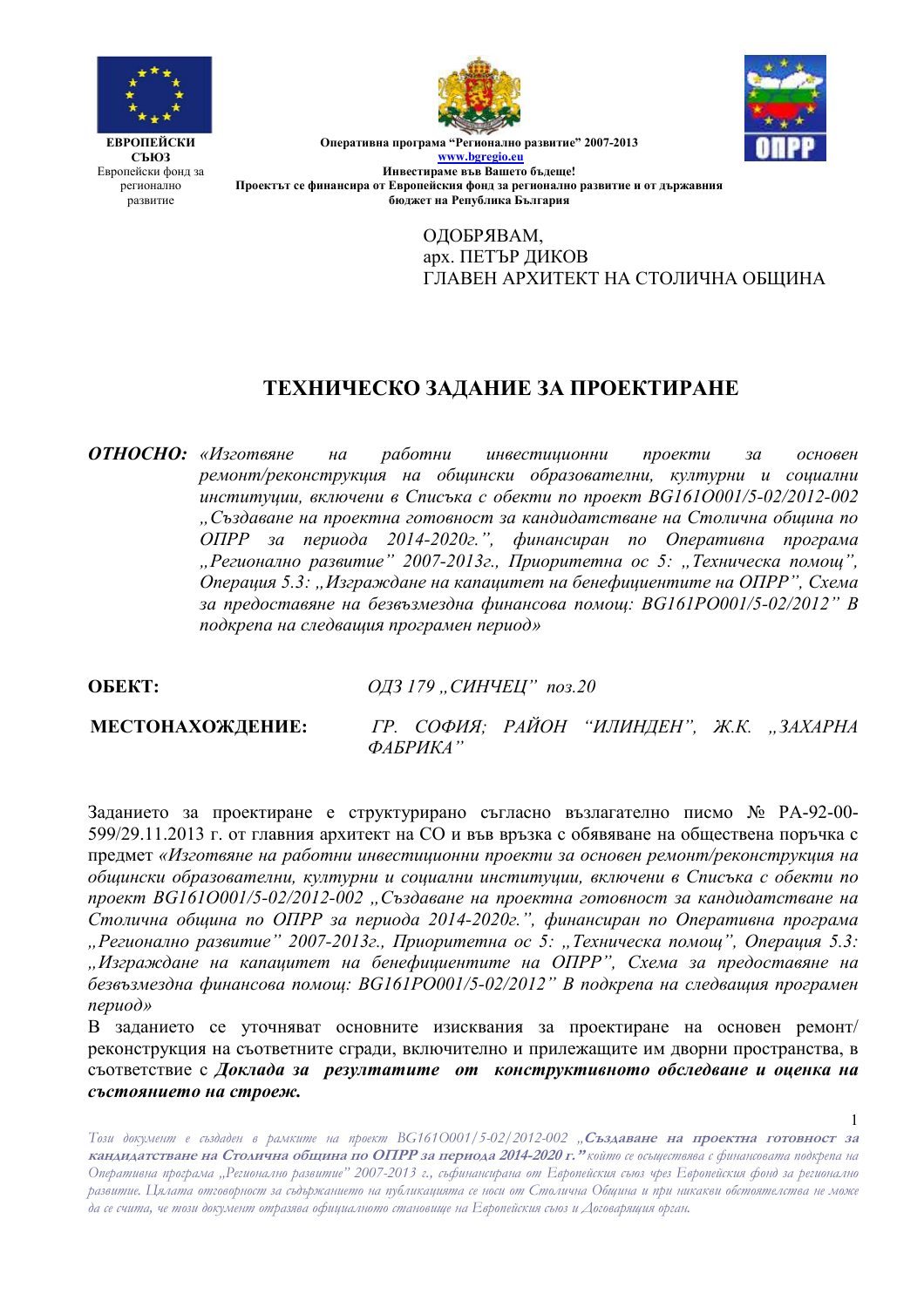**ЕВРОПЕЙСКИ СЪЮЗ**
Европейски фонд за регионално развитие

**Оперативна програма "Регионално развитие" 2007-2013**
**www.bgregio.eu**
**Инвестираме във Вашето бъдеще!**
**Проектът се финансира от Европейския фонд за регионално развитие и от държавния бюджет на Република България**

ОДОБРЯВАМ,
арх. ПЕТЪР ДИКОВ
ГЛАВЕН АРХИТЕКТ НА СТОЛИЧНА ОБЩИНА

# ТЕХНИЧЕСКО ЗАДАНИЕ ЗА ПРОЕКТИРАНЕ

***ОТНОСНО:*** *«Изготвяне на работни инвестиционни проекти за основен ремонт/реконструкция на общински образователни, културни и социални институции, включени в Списъка с обекти по проект BG161О001/5-02/2012-002 „Създаване на проектна готовност за кандидатстване на Столична община по ОПРР за периода 2014-2020г.", финансиран по Оперативна програма „Регионално развитие" 2007-2013г., Приоритетна ос 5: „Техническа помощ", Операция 5.3: „Изграждане на капацитет на бенефициентите на ОПРР", Схема за предоставяне на безвъзмездна финансова помощ: BG161PO001/5-02/2012" В подкрепа на следващия програмен период»*

**ОБЕКТ:** *ОДЗ 179 „СИНЧЕЦ" поз.20*

**МЕСТОНАХОЖДЕНИЕ:** *ГР. СОФИЯ; РАЙОН "ИЛИНДЕН", Ж.К. „ЗАХАРНА ФАБРИКА"*

Заданието за проектиране е структурирано съгласно възлагателно писмо № РА-92-00-599/29.11.2013 г. от главния архитект на СО и във връзка с обявяване на обществена поръчка с предмет *«Изготвяне на работни инвестиционни проекти за основен ремонт/реконструкция на общински образователни, културни и социални институции, включени в Списъка с обекти по проект BG161О001/5-02/2012-002 „Създаване на проектна готовност за кандидатстване на Столична община по ОПРР за периода 2014-2020г.", финансиран по Оперативна програма „Регионално развитие" 2007-2013г., Приоритетна ос 5: „Техническа помощ", Операция 5.3: „Изграждане на капацитет на бенефициентите на ОПРР", Схема за предоставяне на безвъзмездна финансова помощ: BG161PO001/5-02/2012" В подкрепа на следващия програмен период»*

В заданието се уточняват основните изисквания за проектиране на основен ремонт/ реконструкция на съответните сгради, включително и прилежащите им дворни пространства, в съответствие с ***Доклада за резултатите от конструктивното обследване и оценка на състоянието на строеж.***

*Този документ е създаден в рамките на проект BG161О001/5-02/2012-002 **„Създаване на проектна готовност за кандидатстване на Столична община по ОПРР за периода 2014-2020 г."** който се осъществява с финансовата подкрепа на Оперативна програма „Регионално развитие" 2007-2013 г., съфинансирана от Европейския съюз чрез Европейския фонд за регионално развитие. Цялата отговорност за съдържанието на публикацията се носи от Столична Община и при никакви обстоятелства не може да се счита, че този документ отразява официалното становище на Европейския съюз и Договарящия орган.*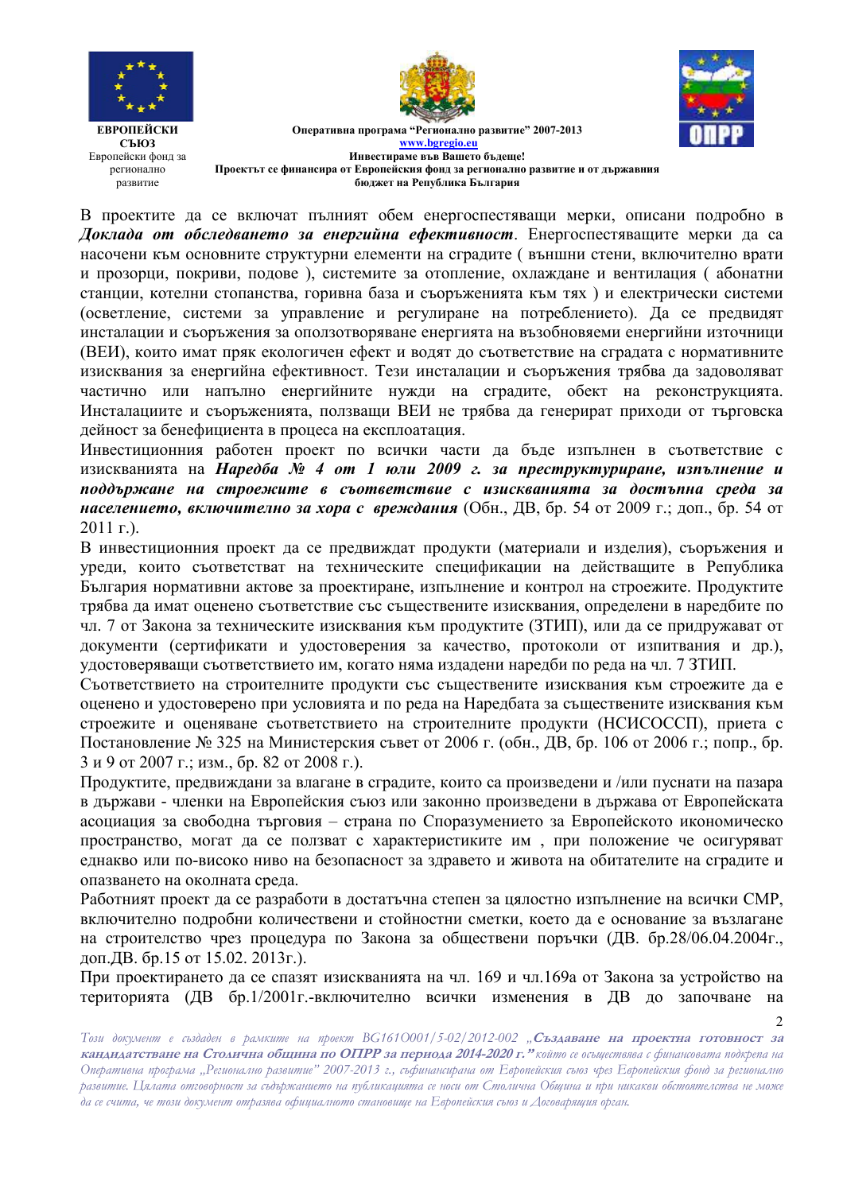В проектите да се включат пълният обем енергоспестяващи мерки, описани подробно в ***Доклада от обследването за енергийна ефективност***. Енергоспестяващите мерки да са насочени към основните структурни елементи на сградите ( външни стени, включително врати и прозорци, покриви, подове ), системите за отопление, охлаждане и вентилация ( абонатни станции, котелни стопанства, горивна база и съоръженията към тях ) и електрически системи (осветление, системи за управление и регулиране на потреблението). Да се предвидят инсталации и съоръжения за оползотворяване енергията на възобновяеми енергийни източници (ВЕИ), които имат пряк екологичен ефект и водят до съответствие на сградата с нормативните изисквания за енергийна ефективност. Тези инсталации и съоръжения трябва да задоволяват частично или напълно енергийните нужди на сградите, обект на реконструкцията. Инсталациите и съоръженията, ползващи ВЕИ не трябва да генерират приходи от търговска дейност за бенефициента в процеса на експлоатация.

Инвестиционния работен проект по всички части да бъде изпълнен в съответствие с изискванията на ***Наредба № 4 от 1 юли 2009 г. за преструктуриране, изпълнение и поддържане на строежите в съответствие с изискванията за достъпна среда за населението, включително за хора с врeждания*** (Обн., ДВ, бр. 54 от 2009 г.; доп., бр. 54 от 2011 г.).

В инвестиционния проект да се предвиждат продукти (материали и изделия), съоръжения и уреди, които съответстват на техническите спецификации на действащите в Република България нормативни актове за проектиране, изпълнение и контрол на строежите. Продуктите трябва да имат оценено съответствие със съществените изисквания, определени в наредбите по чл. 7 от Закона за техническите изисквания към продуктите (ЗТИП), или да се придружават от документи (сертификати и удостоверения за качество, протоколи от изпитвания и др.), удостоверяващи съответствието им, когато няма издадени наредби по реда на чл. 7 ЗТИП.

Съответствието на строителните продукти със съществените изисквания към строежите да е оценено и удостоверено при условията и по реда на Наредбата за съществените изисквания към строежите и оценяване съответствието на строителните продукти (НСИСОССП), приета с Постановление № 325 на Министерския съвет от 2006 г. (обн., ДВ, бр. 106 от 2006 г.; попр., бр. 3 и 9 от 2007 г.; изм., бр. 82 от 2008 г.).

Продуктите, предвиждани за влагане в сградите, които са произведени и /или пуснати на пазара в държави - членки на Европейския съюз или законно произведени в държава от Европейската асоциация за свободна търговия – страна по Споразумението за Европейското икономическо пространство, могат да се ползват с характеристиките им , при положение че осигуряват еднакво или по-високо ниво на безопасност за здравето и живота на обитателите на сградите и опазването на околната среда.

Работният проект да се разработи в достатъчна степен за цялостно изпълнение на всички СМР, включително подробни количествени и стойностни сметки, което да е основание за възлагане на строителство чрез процедура по Закона за обществени поръчки (ДВ. бр.28/06.04.2004г., доп.ДВ. бр.15 от 15.02. 2013г.).

При проектирането да се спазят изискванията на чл. 169 и чл.169а от Закона за устройство на територията (ДВ бр.1/2001г.-включително всички изменения в ДВ до започване на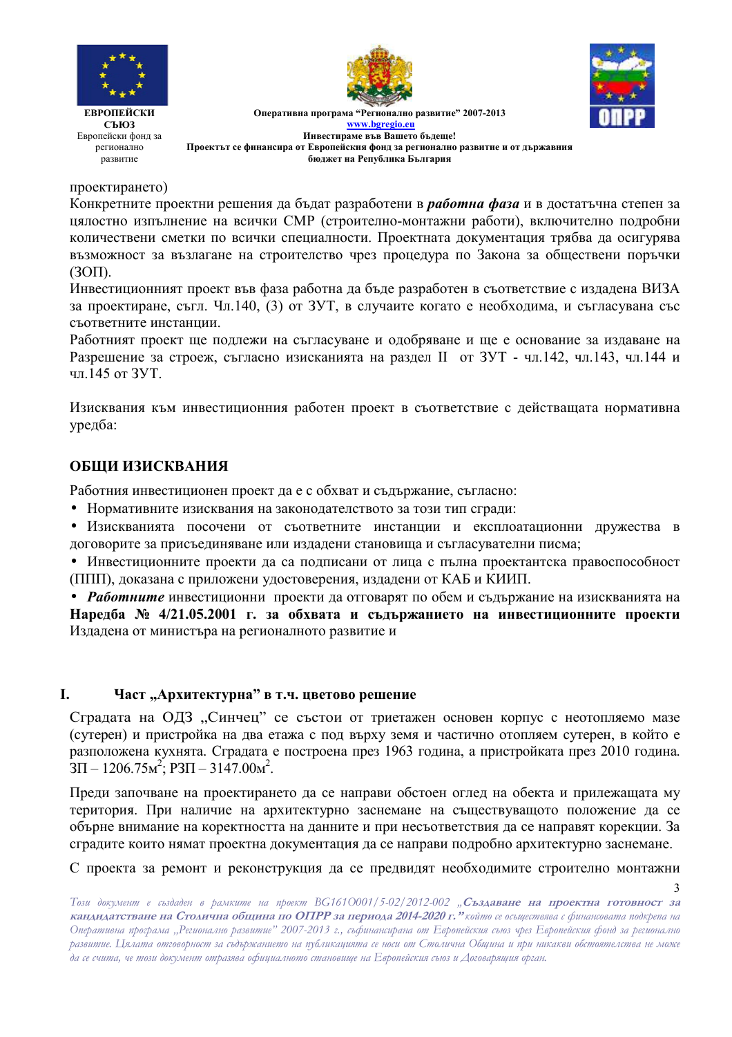проектирането)

Конкретните проектни решения да бъдат разработени в ***работна фаза*** и в достатъчна степен за цялостно изпълнение на всички СМР (строително-монтажни работи), включително подробни количествени сметки по всички специалности. Проектната документация трябва да осигурява възможност за възлагане на строителство чрез процедура по Закона за обществени поръчки (ЗОП).

Инвестиционният проект във фаза работна да бъде разработен в съответствие с издадена ВИЗА за проектиране, съгл. Чл.140, (3) от ЗУТ, в случаите когато е необходима, и съгласувана със съответните инстанции.

Работният проект ще подлежи на съгласуване и одобряване и ще е основание за издаване на Разрешение за строеж, съгласно изискванията на раздел II от ЗУТ - чл.142, чл.143, чл.144 и чл.145 от ЗУТ.

Изисквания към инвестиционния работен проект в съответствие с действащата нормативна уредба:

## ОБЩИ ИЗИСКВАНИЯ

Работния инвестиционен проект да е с обхват и съдържание, съгласно:

- Нормативните изисквания на законодателството за този тип сгради:
- Изискванията посочени от съответните инстанции и експлоатационни дружества в договорите за присъединяване или издадени становища и съгласувателни писма;
- Инвестиционните проекти да са подписани от лица с пълна проектантска правоспособност (ППП), доказана с приложени удостоверения, издадени от КАБ и КИИП.
- ***Работните*** инвестиционни проекти да отговарят по обем и съдържание на изискванията на **Наредба № 4/21.05.2001 г. за обхвата и съдържанието на инвестиционните проекти** Издадена от министъра на регионалното развитие и

## I. Част „Архитектурна” в т.ч. цветово решение

Сградата на ОДЗ „Синчец” се състои от триетажен основен корпус с неотопляемо мазе (сутерен) и пристройка на два етажа с под върху земя и частично отопляем сутерен, в който е разположена кухнята. Сградата е построена през 1963 година, а пристройката през 2010 година. ЗП – 1206.75м$^2$; РЗП – 3147.00м$^2$.

Преди започване на проектирането да се направи обстоен оглед на обекта и прилежащата му територия. При наличие на архитектурно заснемане на съществуващото положение да се обърне внимание на коректността на данните и при несъответствия да се направят корекции. За сградите които нямат проектна документация да се направи подробно архитектурно заснемане.

С проекта за ремонт и реконструкция да се предвидят необходимите строително монтажни

*Този документ е създаден в рамките на проект BG161O001/5-02/2012-002* ***„Създаване на проектна готовност за кандидатстване на Столична община по ОПРР за периода 2014-2020 г.”*** *който се осъществява с финансовата подкрепа на Оперативна програма „Регионално развитие” 2007-2013 г., съфинансирана от Европейския съюз чрез Европейския фонд за регионално развитие. Цялата отговорност за съдържанието на публикацията се носи от Столична Община и при никакви обстоятелства не може да се счита, че този документ отразява официалното становище на Европейския съюз и Договарящия орган.*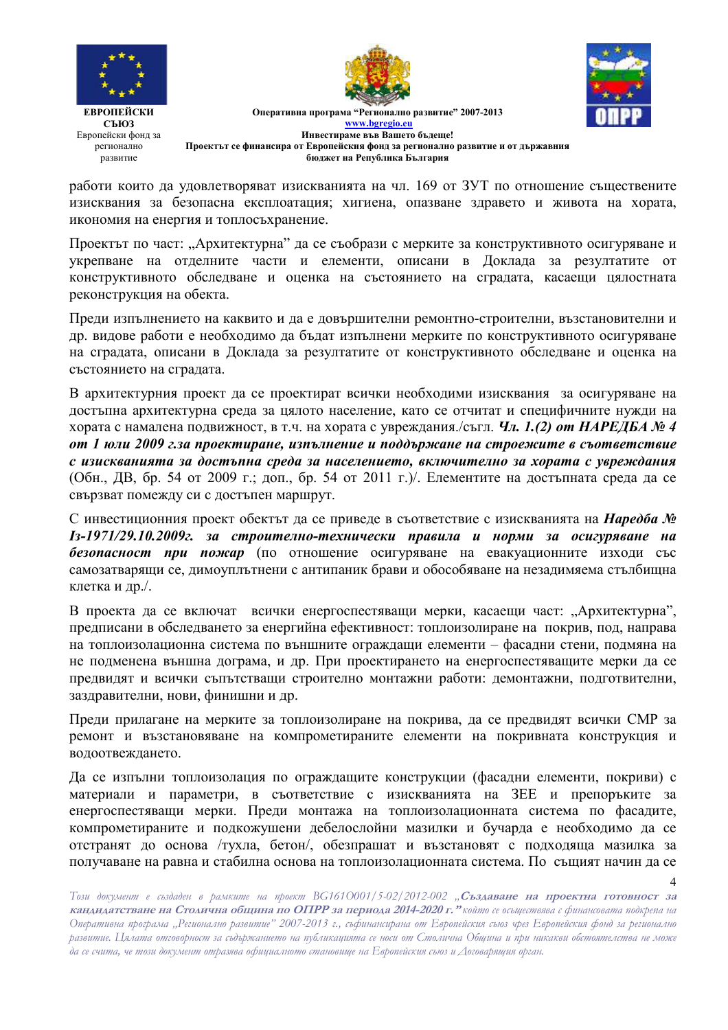работи които да удовлетворяват изискванията на чл. 169 от ЗУТ по отношение съществените изисквания за безопасна експлоатация; хигиена, опазване здравето и живота на хората, икономия на енергия и топлосъхранение.

Проектът по част: „Архитектурна" да се съобрази с мерките за конструктивното осигуряване и укрепване на отделните части и елементи, описани в Доклада за резултатите от конструктивното обследване и оценка на състоянието на сградата, касаещи цялостната реконструкция на обекта.

Преди изпълнението на каквито и да е довършителни ремонтно-строителни, възстановителни и др. видове работи е необходимо да бъдат изпълнени мерките по конструктивното осигуряване на сградата, описани в Доклада за резултатите от конструктивното обследване и оценка на състоянието на сградата.

В архитектурния проект да се проектират всички необходими изисквания за осигуряване на достъпна архитектурна среда за цялото население, като се отчитат и специфичните нужди на хората с намалена подвижност, в т.ч. на хората с увреждания./съгл. ***Чл. 1.(2) от НАРЕДБА № 4 от 1 юли 2009 г.за проектиране, изпълнение и поддържане на строежите в съответствие с изискванията за достъпна среда за населението, включително за хората с увреждания*** (Обн., ДВ, бр. 54 от 2009 г.; доп., бр. 54 от 2011 г.)/. Елементите на достъпната среда да се свързват помежду си с достъпен маршрут.

С инвестиционния проект обектът да се приведе в съответствие с изискванията на ***Наредба № Із-1971/29.10.2009г. за строително-технически правила и норми за осигуряване на безопасност при пожар*** (по отношение осигуряване на евакуационните изходи със самозатварящи се, димоуплътнени с антипаник брави и обособяване на незадимяема стълбищна клетка и др./.

В проекта да се включат всички енергоспестяващи мерки, касаещи част: „Архитектурна", предписани в обследването за енергийна ефективност: топлоизолиране на покрив, под, направа на топлоизолационна система по външните ограждащи елементи – фасадни стени, подмяна на не подменена външна дограма, и др. При проектирането на енергоспестяващите мерки да се предвидят и всички съпътстващи строително монтажни работи: демонтажни, подготвителни, заздравителни, нови, финишни и др.

Преди прилагане на мерките за топлоизолиране на покрива, да се предвидят всички СМР за ремонт и възстановяване на компрометираните елементи на покривната конструкция и водоотвеждането.

Да се изпълни топлоизолация по ограждащите конструкции (фасадни елементи, покриви) с материали и параметри, в съответствие с изискванията на ЗЕЕ и препоръките за енергоспестяващи мерки. Преди монтажа на топлоизолационната система по фасадите, компрометираните и подкожушени дебелослойни мазилки и бучарда е необходимо да се отстранят до основа /тухла, бетон/, обезпрашат и възстановят с подходяща мазилка за получаване на равна и стабилна основа на топлоизолационната система. По същият начин да се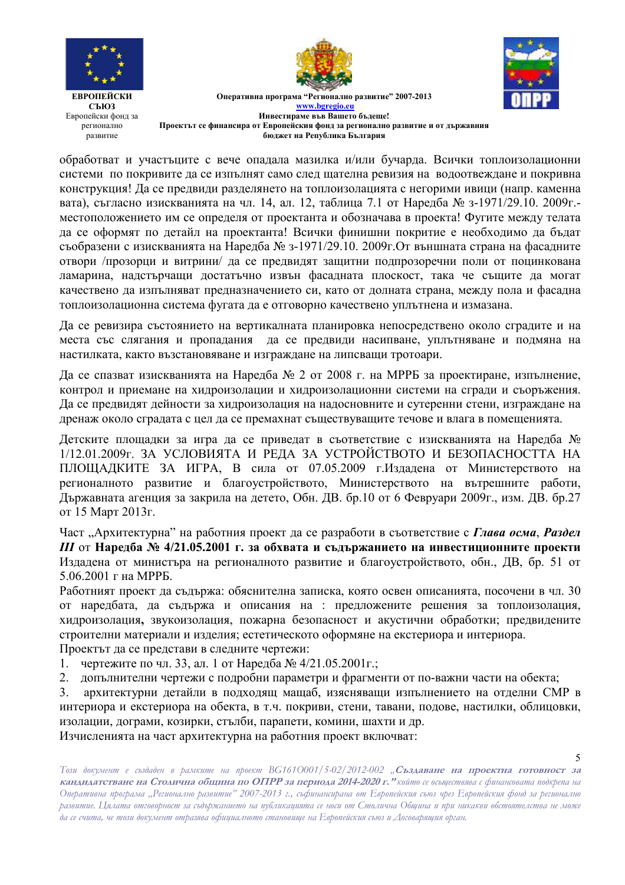обработват и участъците с вече опадала мазилка и/или бучарда. Всички топлоизолационни системи по покривите да се изпълнят само след щателна ревизия на водоотвеждане и покривна конструкция! Да се предвиди разделянето на топлоизолацията с негорими ивици (напр. каменна вата), съгласно изискванията на чл. 14, ал. 12, таблица 7.1 от Наредба № з-1971/29.10. 2009г.- местоположението им се определя от проектанта и обозначава в проекта! Фугите между телата да се оформят по детайл на проектанта! Всички финишни покритие е необходимо да бъдат съобразени с изискванията на Наредба № з-1971/29.10. 2009г.От външната страна на фасадните отвори /прозорци и витрини/ да се предвидят защитни подпрозоречни поли от поцинкована ламарина, надстърчащи достатъчно извън фасадната плоскост, така че същите да могат качествено да изпълняват предназначението си, като от долната страна, между пола и фасадна топлоизолационна система фугата да е отговорно качествено уплътнена и измазана.

Да се ревизира състоянието на вертикалната планировка непосредствено около сградите и на места със слягания и пропадания да се предвиди насипване, уплътняване и подмяна на настилката, както възстановяване и изграждане на липсващи тротоари.

Да се спазват изискванията на Наредба № 2 от 2008 г. на МРРБ за проектиране, изпълнение, контрол и приемане на хидроизолации и хидроизолационни системи на сгради и съоръжения. Да се предвидят дейности за хидроизолация на надосновните и сутеренни стени, изграждане на дренаж около сградата с цел да се премахнат съществуващите течове и влага в помещенията.

Детските площадки за игра да се приведат в съответствие с изискванията на Наредба № 1/12.01.2009г. ЗА УСЛОВИЯТА И РЕДА ЗА УСТРОЙСТВОТО И БЕЗОПАСНОСТТА НА ПЛОЩАДКИТЕ ЗА ИГРА, В сила от 07.05.2009 г.Издадена от Министерството на регионалното развитие и благоустройството, Министерството на вътрешните работи, Държавната агенция за закрила на детето, Обн. ДВ. бр.10 от 6 Февруари 2009г., изм. ДВ. бр.27 от 15 Март 2013г.

Част „Архитектурна" на работния проект да се разработи в съответствие с ***Глава осма***, ***Раздел III*** от **Наредба № 4/21.05.2001 г. за обхвата и съдържанието на инвестиционните проекти** Издадена от министъра на регионалното развитие и благоустройството, обн., ДВ, бр. 51 от 5.06.2001 г на МРРБ.

Работният проект да съдържа: обяснителна записка, която освен описанията, посочени в чл. 30 от наредбата, да съдържа и описания на : предложените решения за топлоизолация, хидроизолация**,** звукоизолация, пожарна безопасност и акустични обработки; предвидените строителни материали и изделия; естетическото оформяне на екстериора и интериора.

Проектът да се представи в следните чертежи:

1. чертежите по чл. 33, ал. 1 от Наредба № 4/21.05.2001г.;
2. допълнителни чертежи с подробни параметри и фрагменти от по-важни части на обекта;
3. архитектурни детайли в подходящ мащаб, изясняващи изпълнението на отделни СМР в интериора и екстериора на обекта, в т.ч. покриви, стени, тавани, подове, настилки, облицовки, изолации, дограми, козирки, стълби, парапети, комини, шахти и др.

Изчисленията на част архитектурна на работния проект включват: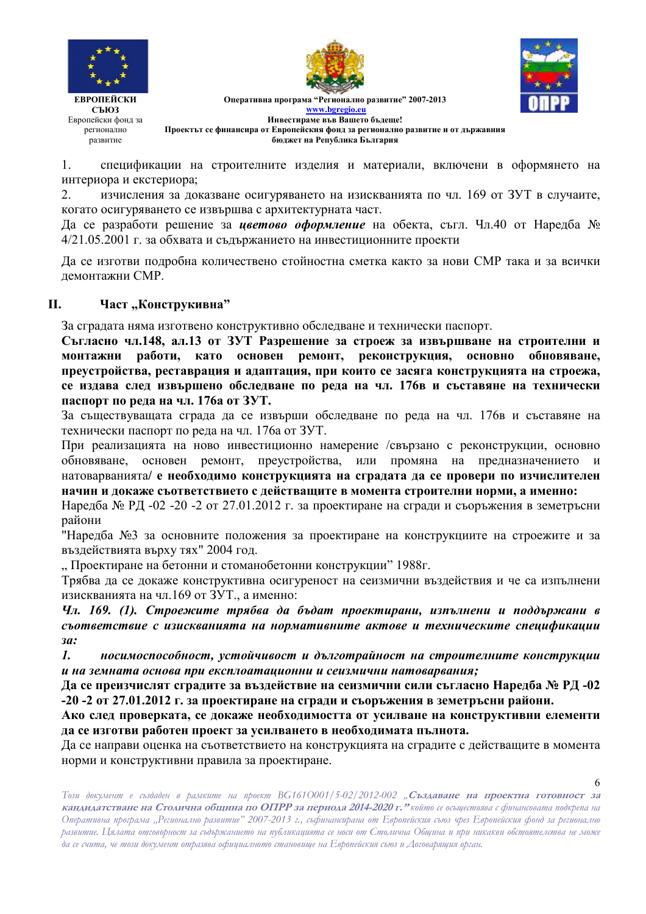1. спецификации на строителните изделия и материали, включени в оформянето на интериора и екстериора;
2. изчисления за доказване осигуряването на изискванията по чл. 169 от ЗУТ в случаите, когато осигуряването се извършва с архитектурната част.

Да се разработи решение за ***цветово оформление*** на обекта, съгл. Чл.40 от Наредба № 4/21.05.2001 г. за обхвата и съдържанието на инвестиционните проекти

Да се изготви подробна количествено стойностна сметка както за нови СМР така и за всички демонтажни СМР.

## II. Част „Конструкивна"

За сградата няма изготвено конструктивно обследване и технически паспорт.

**Съгласно чл.148, ал.13 от ЗУТ Разрешение за строеж за извършване на строителни и монтажни работи, като основен ремонт, реконструкция, основно обновяване, преустройства, реставрация и адаптация, при които се засяга конструкцията на строежа, се издава след извършено обследване по реда на чл. 176в и съставяне на технически паспорт по реда на чл. 176а от ЗУТ.**

За съществуващата сграда да се извърши обследване по реда на чл. 176в и съставяне на технически паспорт по реда на чл. 176а от ЗУТ.

При реализацията на ново инвестиционно намерение /свързано с реконструкции, основно обновяване, основен ремонт, преустройства, или промяна на предназначението и натоварванията/ **е необходимо конструкцията на сградата да се провери по изчислителен начин и докаже съответствието с действащите в момента строителни норми, а именно:**

Наредба № РД -02 -20 -2 от 27.01.2012 г. за проектиране на сгради и съоръжения в земетръсни райони

"Наредба №3 за основните положения за проектиране на конструкциите на строежите и за въздействията върху тях" 2004 год.

„ Проектиране на бетонни и стоманобетонни конструкции" 1988г.

Трябва да се докаже конструктивна осигуреност на сеизмични въздействия и че са изпълнени изискванията на чл.169 от ЗУТ., а именно:

***Чл. 169. (1). Строежите трябва да бъдат проектирани, изпълнени и поддържани в съответствие с изискванията на нормативните актове и техническите спецификации за:***

***1. носимоспособност, устойчивост и дълготрайност на строителните конструкции и на земната основа при експлоатационни и сеизмични натоварвания;***

**Да се преизчислят сградите за въздействие на сеизмични сили съгласно Наредба № РД -02 -20 -2 от 27.01.2012 г. за проектиране на сгради и съоръжения в земетръсни райони.**

**Ако след проверката, се докаже необходимостта от усилване на конструктивни елементи да се изготви работен проект за усилването в необходимата пълнота.**

Да се направи оценка на съответствието на конструкцията на сградите с действащите в момента норми и конструктивни правила за проектиране.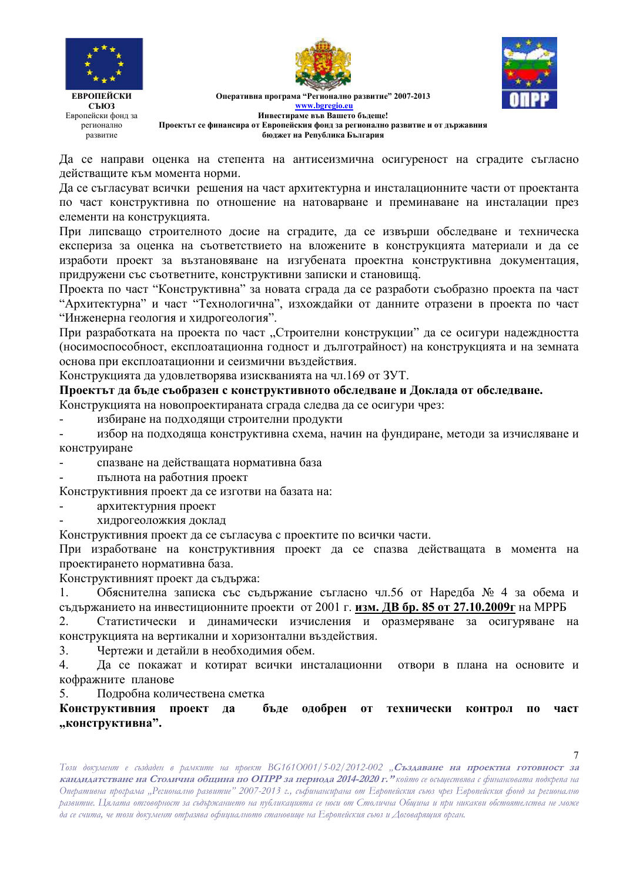Да се направи оценка на степента на антисеизмична осигуреност на сградите съгласно действащите към момента норми.

Да се съгласуват всички решения на част архитектурна и инсталационните части от проектанта по част конструктивна по отношение на натоварване и преминаване на инсталации през елементи на конструкцията.

При липсващо строителното досие на сградите, да се извърши обследване и техническа експериза за оценка на съответствието на вложените в конструкцията материали и да се изработи проект за възтановяване на изгубената проектна конструктивна документация, придружени със съответните, конструктивни записки и становища.

Проекта по част "Конструктивна" за новата сграда да се разработи съобразно проекта па част "Архитектурна" и част "Технологична", изхождайки от данните отразени в проекта по част "Инженерна геология и хидрогеология".

При разработката на проекта по част „Строителни конструкции" да се осигури надеждността (носимоспособност, експлоатационна годност и дълготрайност) на конструкцията и на земната основа при експлоатационни и сеизмични въздействия.

Конструкцията да удовлетворява изискванията на чл.169 от ЗУТ.

**Проектът да бъде съобразен с конструктивното обследване и Доклада от обследване.**

Конструкцията на новопроектираната сграда следва да се осигури чрез:

- избиране на подходящи строителни продукти
- избор на подходяща конструктивна схема, начин на фундиране, методи за изчисляване и конструиране
- спазване на действащата нормативна база
- пълнота на работния проект

Конструктивния проект да се изготви на базата на:

- архитектурния проект
- хидрогеоложкия доклад

Конструктивния проект да се съгласува с проектите по всички части.

При изработване на конструктивния проект да се спазва действащата в момента на проектирането нормативна база.

Конструктивният проект да съдържа:

1. Обяснителна записка със съдържание съгласно чл.56 от Наредба № 4 за обема и съдържанието на инвестиционните проекти от 2001 г. **изм. ДВ бр. 85 от 27.10.2009г** на МРРБ
2. Статистически и динамически изчисления и оразмеряване за осигуряване на конструкцията на вертикални и хоризонтални въздействия.
3. Чертежи и детайли в необходимия обем.
4. Да се покажат и котират всички инсталационни отвори в плана на основите и кофражните планове
5. Подробна количествена сметка

**Конструктивния проект да бъде одобрен от технически контрол по част „конструктивна".**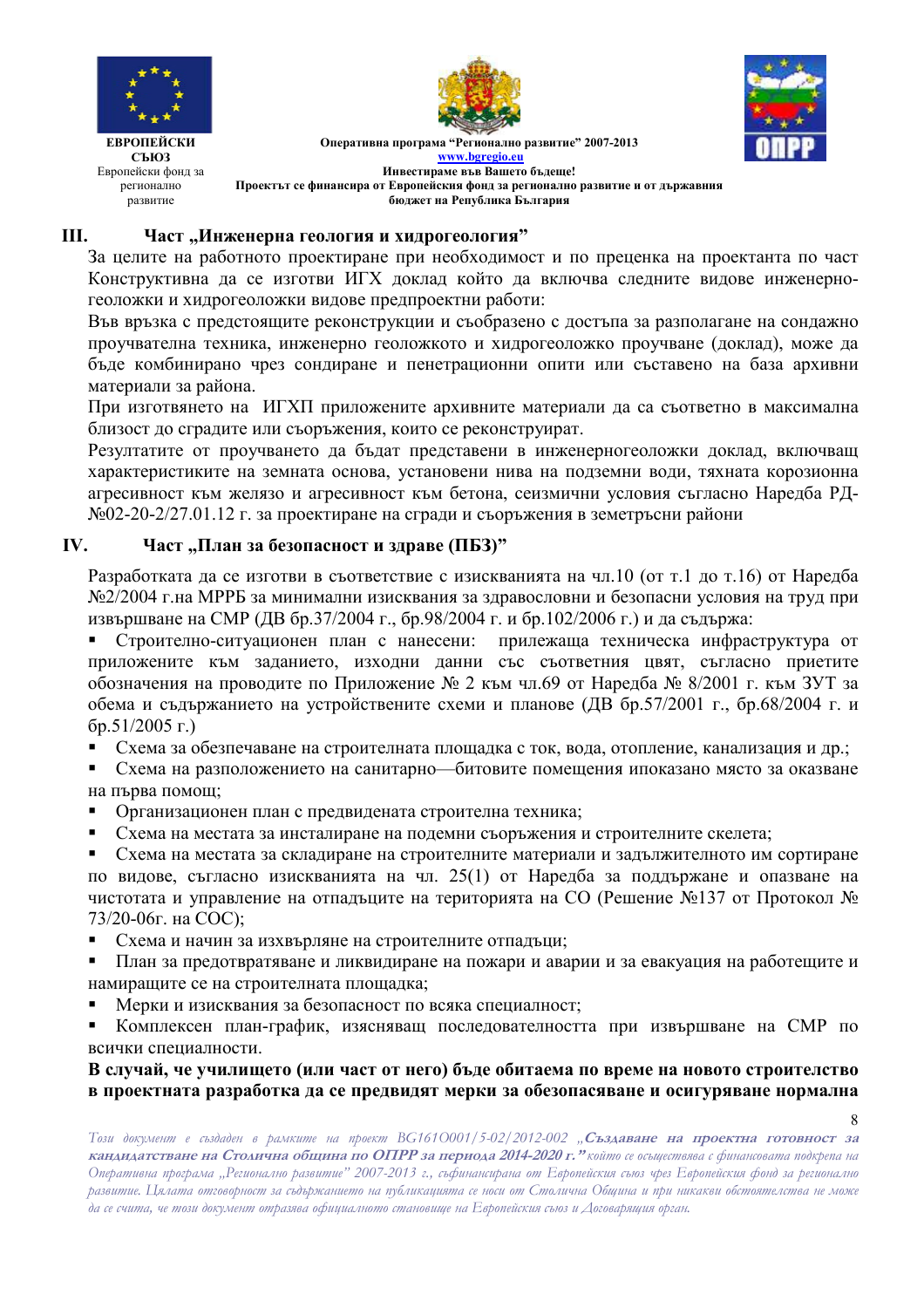## III. Част „Инженерна геология и хидрогеология”

За целите на работното проектиране при необходимост и по преценка на проектанта по част Конструктивна да се изготви ИГХ доклад който да включва следните видове инженерно-геоложки и хидрогеоложки видове предпроектни работи:

Във връзка с предстоящите реконструкции и съобразено с достъпа за разполагане на сондажно проучвателна техника, инженерно геоложкото и хидрогеоложко проучване (доклад), може да бъде комбинирано чрез сондиране и пенетрационни опити или съставено на база архивни материали за района.

При изготвянето на ИГХП приложените архивните материали да са съответно в максимална близост до сградите или съоръжения, които се реконструират.

Резултатите от проучването да бъдат представени в инженерногеоложки доклад, включващ характеристиките на земната основа, установени нива на подземни води, тяхната корозионна агресивност към желязо и агресивност към бетона, сеизмични условия съгласно Наредба РД-№02-20-2/27.01.12 г. за проектиране на сгради и съоръжения в земетръсни райони

## IV. Част „План за безопасност и здраве (ПБЗ)”

Разработката да се изготви в съответствие с изискванията на чл.10 (от т.1 до т.16) от Наредба №2/2004 г.на МРРБ за минимални изисквания за здравословни и безопасни условия на труд при извършване на СМР (ДВ бр.37/2004 г., бр.98/2004 г. и бр.102/2006 г.) и да съдържа:

- Строително-ситуационен план с нанесени: прилежаща техническа инфраструктура от приложените към заданието, изходни данни със съответния цвят, съгласно приетите обозначения на проводите по Приложение № 2 към чл.69 от Наредба № 8/2001 г. към ЗУТ за обема и съдържанието на устройствените схеми и планове (ДВ бр.57/2001 г., бр.68/2004 г. и бр.51/2005 г.)
- Схема за обезпечаване на строителната площадка с ток, вода, отопление, канализация и др.;
- Схема на разположението на санитарно—битовите помещения ипоказано място за оказване на първа помощ;
- Организационен план с предвидената строителна техника;
- Схема на местата за инсталиране на подемни съоръжения и строителните скелета;
- Схема на местата за складиране на строителните материали и задължителното им сортиране по видове, съгласно изискванията на чл. 25(1) от Наредба за поддържане и опазване на чистотата и управление на отпадъците на територията на СО (Решение №137 от Протокол № 73/20-06г. на СОС);
- Схема и начин за изхвърляне на строителните отпадъци;
- План за предотвратяване и ликвидиране на пожари и аварии и за евакуация на работещите и намиращите се на строителната площадка;
- Мерки и изисквания за безопасност по всяка специалност;
- Комплексен план-график, изясняващ последователността при извършване на СМР по всички специалности.

**В случай, че училището (или част от него) бъде обитаема по време на новото строителство в проектната разработка да се предвидят мерки за обезопасяване и осигуряване нормална**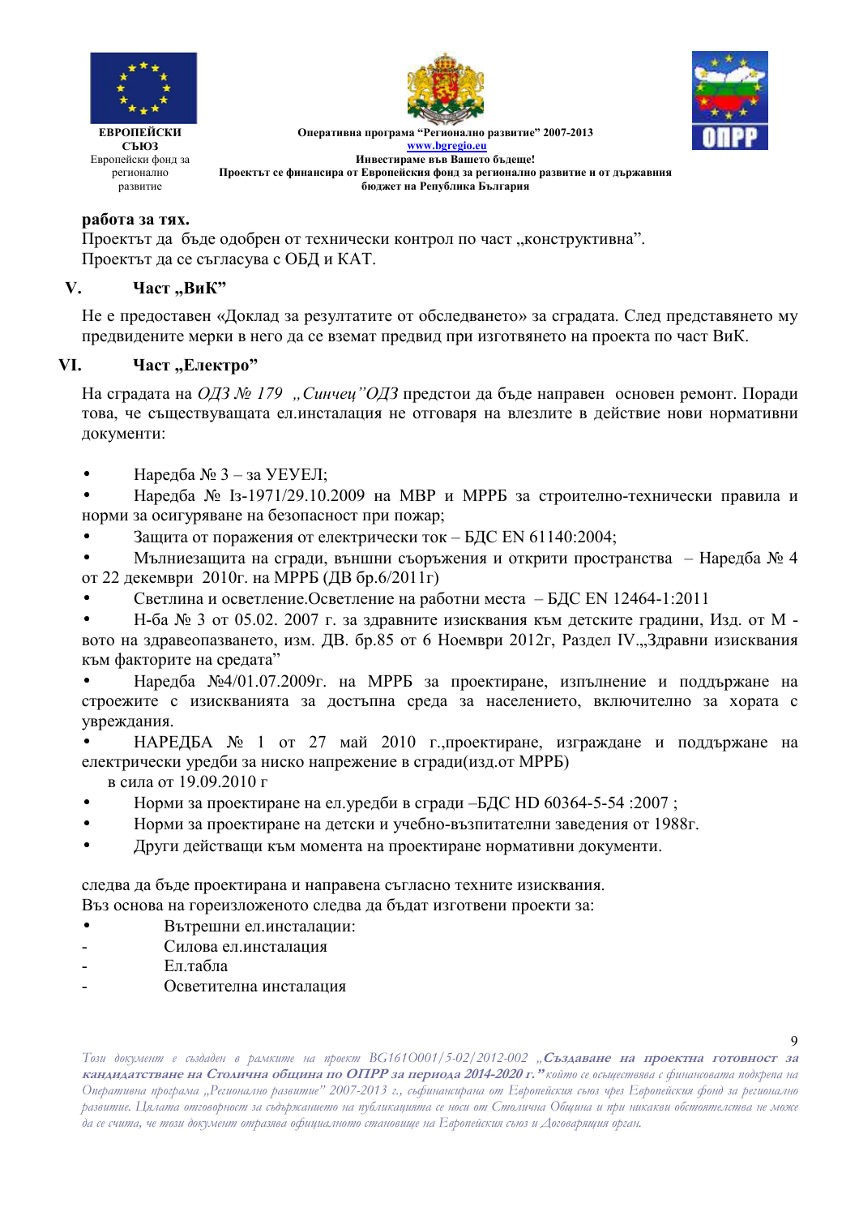**работа за тях.**
Проектът да бъде одобрен от технически контрол по част „конструктивна”.
Проектът да се съгласува с ОБД и КАТ.

## V. Част „ВиК”

Не е предоставен «Доклад за резултатите от обследването» за сградата. След представянето му предвидените мерки в него да се вземат предвид при изготвянето на проекта по част ВиК.

## VI. Част „Електро”

На сградата на *ОДЗ № 179 „Синчец”ОДЗ* предстои да бъде направен основен ремонт. Поради това, че съществуващата ел.инсталация не отговаря на влезлите в действие нови нормативни документи:

- Наредба № 3 – за УЕУЕЛ;
- Наредба № Iз-1971/29.10.2009 на МВР и МРРБ за строително-технически правила и норми за осигуряване на безопасност при пожар;
- Защита от поражения от електрически ток – БДС EN 61140:2004;
- Мълниезащита на сгради, външни съоръжения и открити пространства – Наредба № 4 от 22 декември 2010г. на МРРБ (ДВ бр.6/2011г)
- Светлина и осветление.Осветление на работни места – БДС EN 12464-1:2011
- Н-ба № 3 от 05.02. 2007 г. за здравните изисквания към детските градини, Изд. от М -вото на здравеопазването, изм. ДВ. бр.85 от 6 Ноември 2012г, Раздел IV.„Здравни изисквания към факторите на средата”
- Наредба №4/01.07.2009г. на МРРБ за проектиране, изпълнение и поддържане на строежите с изискванията за достъпна среда за населението, включително за хората с увреждания.
- НАРЕДБА № 1 от 27 май 2010 г.,проектиране, изграждане и поддържане на електрически уредби за ниско напрежение в сгради(изд.от МРРБ) в сила от 19.09.2010 г
- Норми за проектиране на ел.уредби в сгради –БДС HD 60364-5-54 :2007 ;
- Норми за проектиране на детски и учебно-възпитателни заведения от 1988г.
- Други действащи към момента на проектиране нормативни документи.

следва да бъде проектирана и направена съгласно техните изисквания.
Въз основа на гореизложеното следва да бъдат изготвени проекти за:

- Вътрешни ел.инсталации:
  - Силова ел.инсталация
  - Ел.табла
  - Осветителна инсталация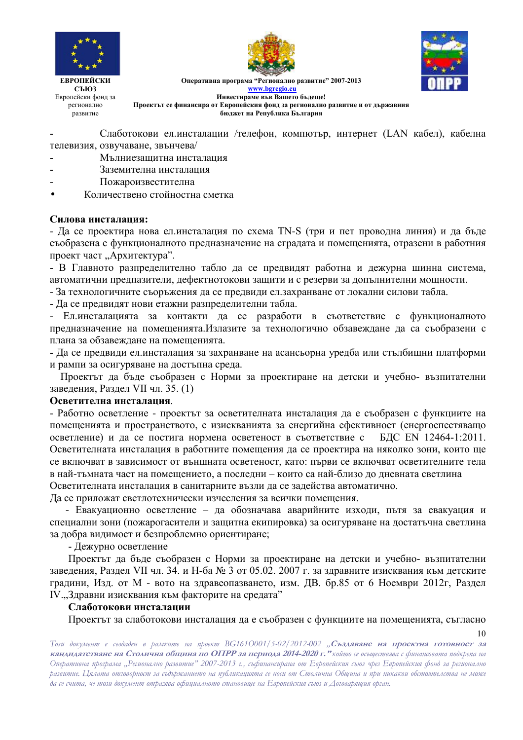- Слаботокови ел.инсталации /телефон, компютър, интернет (LAN кабел), кабелна телевизия, озвучаване, звънчева/
- Мълниезащитна инсталация
- Заземителна инсталация
- Пожароизвестителна
- Количествено стойностна сметка

**Силова инсталация:**

- Да се проектира нова ел.инсталация по схема TN-S (три и пет проводна линия) и да бъде съобразена с функционалното предназначение на сградата и помещенията, отразени в работния проект част „Архитектура".
- В Главното разпределително табло да се предвидят работна и дежурна шинна система, автоматични предпазители, дефектнотокови защити и с резерви за допълнителни мощности.
- За технологичните съоръжения да се предвиди ел.захранване от локални силови табла.
- Да се предвидят нови етажни разпределителни табла.
- Ел.инсталацията за контакти да се разработи в съответствие с функционалното предназначение на помещенията.Излазите за технологично обзавеждане да са съобразени с плана за обзавеждане на помещенията.
- Да се предвиди ел.инсталация за захранване на асансьорна уредба или стълбищни платформи и рампи за осигуряване на достъпна среда.

Проектът да бъде съобразен с Норми за проектиране на детски и учебно- възпитателни заведения, Раздел VII чл. 35. (1)

**Осветителна инсталация**.

- Работно осветление - проектът за осветителната инсталация да е съобразен с функциите на помещенията и пространството, с изискванията за енергийна ефективност (енергоспестяващо осветление) и да се постига нормена осветеност в съответствие с БДС EN 12464-1:2011. Осветителната инсталация в работните помещения да се проектира на няколко зони, които ще се включват в зависимост от външната осветеност, като: първи се включват осветителните тела в най-тъмната част на помещението, а последни – които са най-близо до дневната светлина

Осветителната инсталация в санитарните възли да се задейства автоматично.

Да се приложат светлотехнически изчесления за всички помещения.

- Евакуационно осветление – да обозначава аварийните изходи, пътя за евакуация и специални зони (пожарогасители и защитна екипировка) за осигуряване на достатъчна светлина за добра видимост и безпроблемно ориентиране;

- Дежурно осветление

Проектът да бъде съобразен с Норми за проектиране на детски и учебно- възпитателни заведения, Раздел VII чл. 34. и Н-ба № 3 от 05.02. 2007 г. за здравните изисквания към детските градини, Изд. от М - вото на здравеопазването, изм. ДВ. бр.85 от 6 Ноември 2012г, Раздел IV.„Здравни изисквания към факторите на средата"

**Слаботокови инсталации**

Проектът за слаботокови инсталация да е съобразен с функциите на помещенията, съгласно

*Този документ е създаден в рамките на проект BG161O001/5-02/2012-002 **„Създаване на проектна готовност за кандидатстване на Столична община по ОПРР за периода 2014-2020 г."** който се осъществява с финансовата подкрепа на Оперативна програма „Регионално развитие" 2007-2013 г., съфинансирана от Европейския съюз чрез Европейския фонд за регионално развитие. Цялата отговорност за съдържанието на публикацията се носи от Столична Община и при никакви обстоятелства не може да се счита, че този документ отразява официалното становище на Европейския съюз и Договарящия орган.*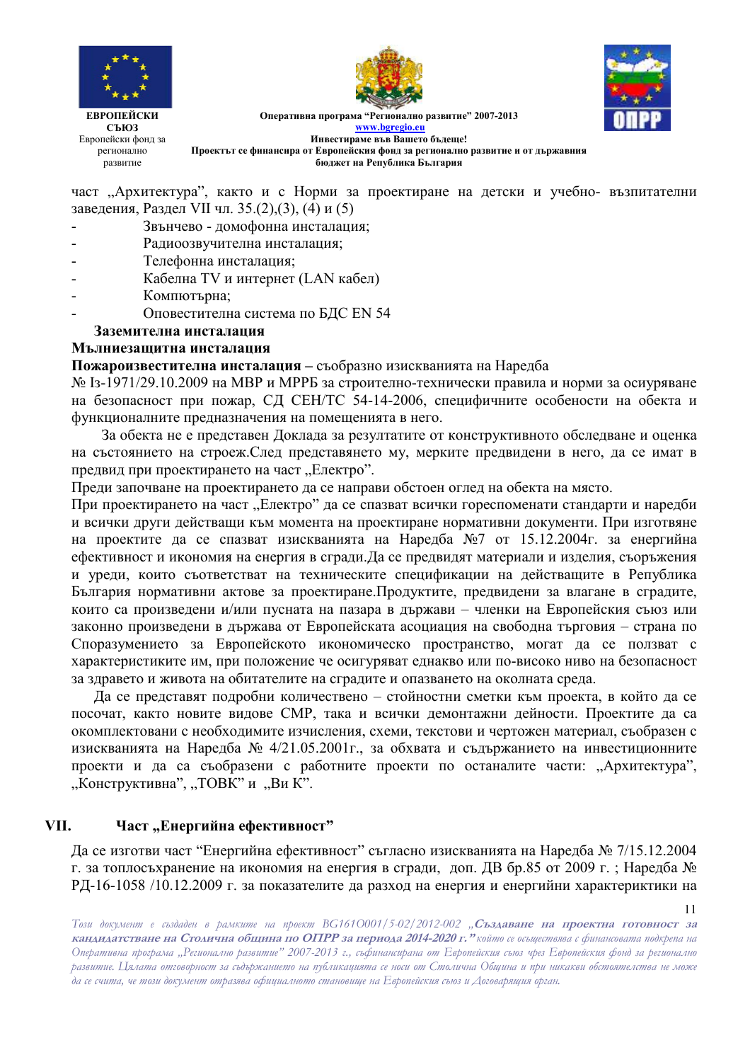част „Архитектура", както и с Норми за проектиране на детски и учебно- възпитателни заведения, Раздел VII чл. 35.(2),(3), (4) и (5)

- Звънчево - домофонна инсталация;
- Радиоозвучителна инсталация;
- Телефонна инсталация;
- Кабелна TV и интернет (LAN кабел)
- Компютърна;
- Оповестителна система по БДС EN 54

**Заземителна инсталация**

**Мълниезащитна инсталация**

**Пожароизвестителна инсталация –** съобразно изискванията на Наредба № Із-1971/29.10.2009 на МВР и МРРБ за строително-технически правила и норми за осигуряване на безопасност при пожар, СД CEH/TC 54-14-2006, специфичните особености на обекта и функционалните предназначения на помещенията в него.

За обекта не е представен Доклада за резултатите от конструктивното обследване и оценка на състоянието на строеж.След представянето му, мерките предвидени в него, да се имат в предвид при проектирането на част „Електро".

Преди започване на проектирането да се направи обстоен оглед на обекта на място.

При проектирането на част „Електро" да се спазват всички гореспоменати стандарти и наредби и всички други действащи към момента на проектиране нормативни документи. При изготвяне на проектите да се спазват изискванията на Наредба №7 от 15.12.2004г. за енергийна ефективност и икономия на енергия в сгради.Да се предвидят материали и изделия, съоръжения и уреди, които съответстват на техническите спецификации на действащите в Република България нормативни актове за проектиране.Продуктите, предвидени за влагане в сградите, които са произведени и/или пусната на пазара в държави – членки на Европейския съюз или законно произведени в държава от Европейската асоциация на свободна търговия – страна по Споразумението за Европейското икономическо пространство, могат да се ползват с характеристиките им, при положение че осигуряват еднакво или по-високо ниво на безопасност за здравето и живота на обитателите на сградите и опазването на околната среда.

Да се представят подробни количествено – стойностни сметки към проекта, в който да се посочат, както новите видове СМР, така и всички демонтажни дейности. Проектите да са окомплектовани с необходимите изчисления, схеми, текстови и чертожен материал, съобразен с изискванията на Наредба № 4/21.05.2001г., за обхвата и съдържанието на инвестиционните проекти и да са съобразени с работните проекти по останалите части: „Архитектура", „Конструктивна", „ТОВК" и „Ви К".

## VII. Част „Енергийна ефективност"

Да се изготви част "Енергийна ефективност" съгласно изискванията на Наредба № 7/15.12.2004 г. за топлосъхранение на икономия на енергия в сгради, доп. ДВ бр.85 от 2009 г. ; Наредба № РД-16-1058 /10.12.2009 г. за показателите да разход на енергия и енергийни характериктики на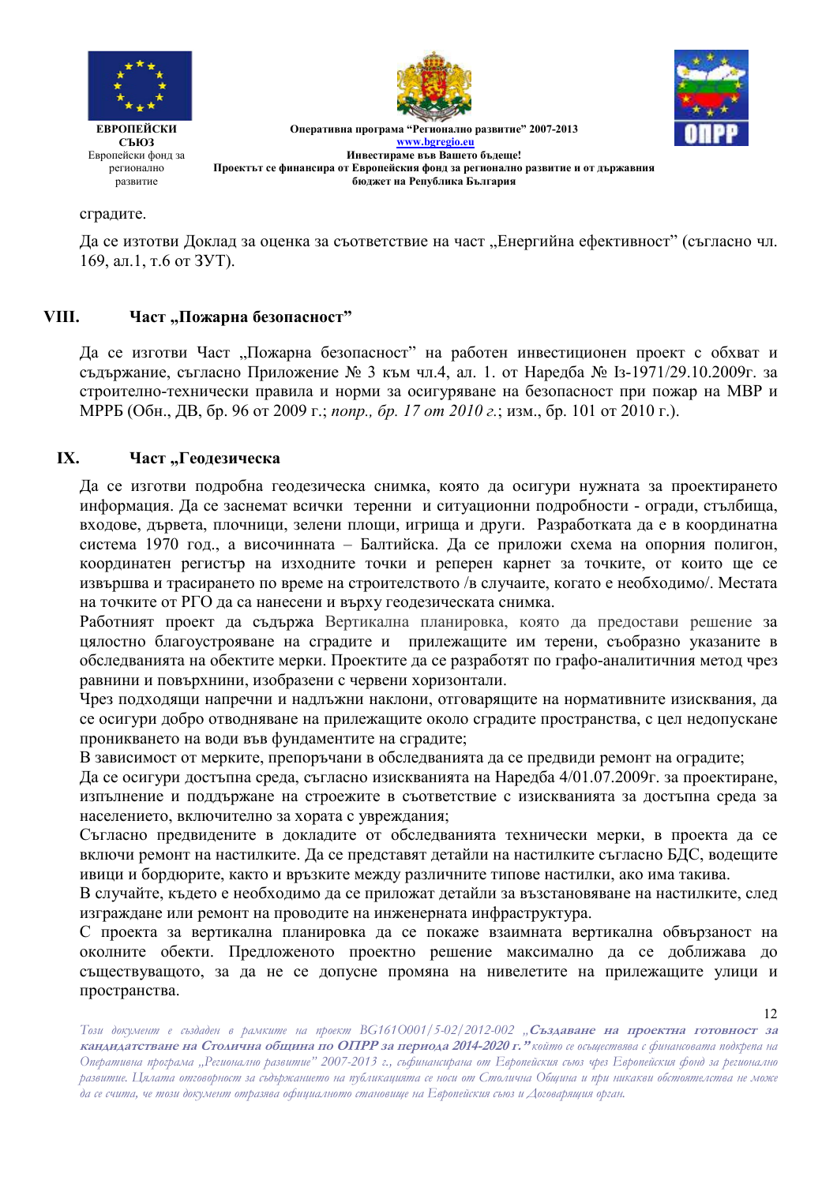сградите.

Да се изготви Доклад за оценка за съответствие на част „Енергийна ефективност" (съгласно чл. 169, ал.1, т.6 от ЗУТ).

## VIII. Част „Пожарна безопасност"

Да се изготви Част „Пожарна безопасност" на работен инвестиционен проект с обхват и съдържание, съгласно Приложение № 3 към чл.4, ал. 1. от Наредба № Із-1971/29.10.2009г. за строително-технически правила и норми за осигуряване на безопасност при пожар на МВР и МРРБ (Обн., ДВ, бр. 96 от 2009 г.; *попр., бр. 17 от 2010 г.*; изм., бр. 101 от 2010 г.).

## IX. Част „Геодезическа

Да се изготви подробна геодезическа снимка, която да осигури нужната за проектирането информация. Да се заснемат всички теренни и ситуационни подробности - огради, стълбища, входове, дървета, плочници, зелени площи, игрища и други. Разработката да е в координатна система 1970 год., а височинната – Балтийска. Да се приложи схема на опорния полигон, координатен регистър на изходните точки и реперен карнет за точките, от които ще се извършва и трасирането по време на строителството /в случаите, когато е необходимо/. Местата на точките от РГО да са нанесени и върху геодезическата снимка.

Работният проект да съдържа Вертикална планировка, която да предостави решение за цялостно благоустрояване на сградите и прилежащите им терени, съобразно указаните в обследванията на обектите мерки. Проектите да се разработят по графо-аналитичния метод чрез равнини и повърхнини, изобразени с червени хоризонтали.

Чрез подходящи напречни и надлъжни наклони, отговарящите на нормативните изисквания, да се осигури добро отводняване на прилежащите около сградите пространства, с цел недопускане проникването на води във фундаментите на сградите;

В зависимост от мерките, препоръчани в обследванията да се предвиди ремонт на оградите;

Да се осигури достъпна среда, съгласно изискванията на Наредба 4/01.07.2009г. за проектиране, изпълнение и поддържане на строежите в съответствие с изискванията за достъпна среда за населението, включително за хората с увреждания;

Съгласно предвидените в докладите от обследванията технически мерки, в проекта да се включи ремонт на настилките. Да се представят детайли на настилките съгласно БДС, водещите ивици и бордюрите, както и връзките между различните типове настилки, ако има такива.

В случайте, където е необходимо да се приложат детайли за възстановяване на настилките, след изграждане или ремонт на проводите на инженерната инфраструктура.

С проекта за вертикална планировка да се покаже взаимната вертикална обвързаност на околните обекти. Предложеното проектно решение максимално да се доближава до съществуващото, за да не се допусне промяна на нивелетите на прилежащите улици и пространства.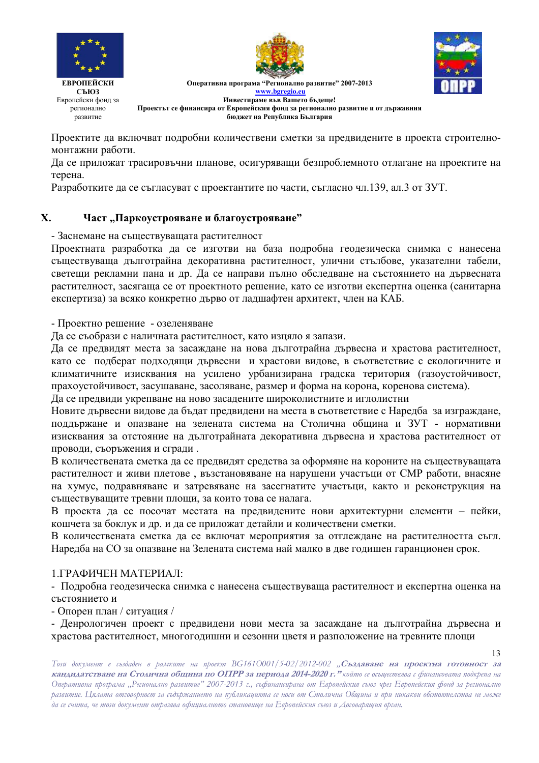Проектите да включват подробни количествени сметки за предвидените в проекта строително-монтажни работи.

Да се приложат трасировъчни планове, осигуряващи безпроблемното отлагане на проектите на терена.

Разработките да се съгласуват с проектантите по части, съгласно чл.139, ал.3 от ЗУТ.

## X. Част „Паркоустрояване и благоустрояване"

- Заснемане на съществуващата растителност

Проектната разработка да се изготви на база подробна геодезическа снимка с нанесена съществуваща дълготрайна декоративна растителност, улични стълбове, указателни табели, светещи рекламни пана и др. Да се направи пълно обследване на състоянието на дървесната растителност, засягаща се от проектното решение, като се изготви експертна оценка (санитарна експертиза) за всяко конкретно дърво от ладшафтен архитект, член на КАБ.

- Проектно решение - озеленяване

Да се съобрази с наличната растителност, като изцяло я запази.

Да се предвидят места за засаждане на нова дълготрайна дървесна и храстова растителност, като се подберат подходящи дървесни и храстови видове, в съответствие с екологичните и климатичните изисквания на усилено урбанизирана градска територия (газоустойчивост, прахоустойчивост, засушаване, засоляване, размер и форма на корона, коренова система).

Да се предвиди укрепване на ново засадените широколистните и иглолистни

Новите дървесни видове да бъдат предвидени на места в съответствие с Наредба за изграждане, поддържане и опазване на зелената система на Столична община и ЗУТ - нормативни изисквания за отстояние на дълготрайната декоративна дървесна и храстова растителност от проводи, съоръжения и сгради .

В количествената сметка да се предвидят средства за оформяне на короните на съществуващата растителност и живи плетове , възстановяване на нарушени участъци от СМР работи, внасяне на хумус, подравняване и затревяване на засегнатите участъци, както и реконструкция на съществуващите тревни площи, за които това се налага.

В проекта да се посочат местата на предвидените нови архитектурни елементи – пейки, кошчета за боклук и др. и да се приложат детайли и количествени сметки.

В количествената сметка да се включат мероприятия за отглеждане на растителността съгл. Наредба на СО за опазване на Зелената система най малко в две годишен гаранционен срок.

1.ГРАФИЧЕН МАТЕРИАЛ:

- Подробна геодезическа снимка с нанесена съществуваща растителност и експертна оценка на състоянието и
- Опорен план / ситуация /
- Денрологичен проект с предвидени нови места за засаждане на дълготрайна дървесна и храстова растителност, многогодишни и сезонни цветя и разположение на тревните площи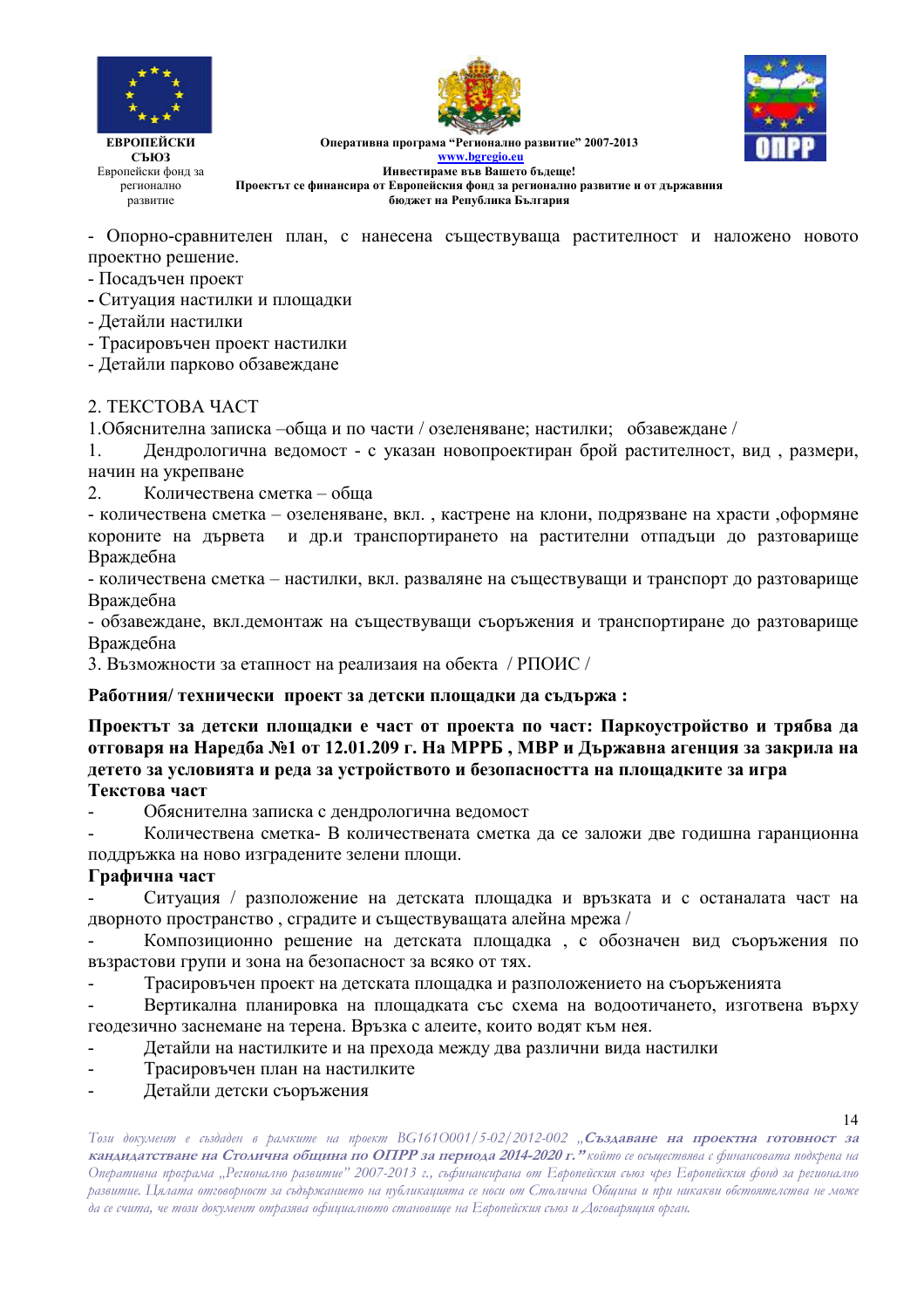- Опорно-сравнителен план, с нанесена съществуваща растителност и наложено новото проектно решение.
- Посадъчен проект
- Ситуация настилки и площадки
- Детайли настилки
- Трасировъчен проект настилки
- Детайли парково обзавеждане

2. ТЕКСТОВА ЧАСТ

1.Обяснителна записка –обща и по части / озеленяване; настилки; обзавеждане /

1. Дендрологична ведомост - с указан новопроектиран брой растителност, вид , размери, начин на укрепване
2. Количествена сметка – обща

- количествена сметка – озеленяване, вкл. , кастрене на клони, подрязване на храсти ,оформяне короните на дървета и др.и транспортирането на растителни отпадъци до разтоварище Враждебна
- количествена сметка – настилки, вкл. разваляне на съществуващи и транспорт до разтоварище Враждебна
- обзавеждане, вкл.демонтаж на съществуващи съоръжения и транспортиране до разтоварище Враждебна

3. Възможности за етапност на реализаия на обекта / РПОИС /

**Работния/ технически проект за детски площадки да съдържа :**

**Проектът за детски площадки е част от проекта по част: Паркоустройство и трябва да отговаря на Наредба №1 от 12.01.209 г. На МРРБ , МВР и Държавна агенция за закрила на детето за условията и реда за устройството и безопасността на площадките за игра**

**Текстова част**

- Обяснителна записка с дендрологична ведомост
- Количествена сметка- В количествената сметка да се заложи две годишна гаранционна поддръжка на ново изградените зелени площи.

**Графична част**

- Ситуация / разположение на детската площадка и връзката и с останалата част на дворното пространство , сградите и съществуващата алейна мрежа /
- Композиционно решение на детската площадка , с обозначен вид съоръжения по възрастови групи и зона на безопасност за всяко от тях.
- Трасировъчен проект на детската площадка и разположението на съоръженията
- Вертикална планировка на площадката със схема на водоотичането, изготвена върху геодезично заснемане на терена. Връзка с алеите, които водят към нея.
- Детайли на настилките и на прехода между два различни вида настилки
- Трасировъчен план на настилките
- Детайли детски съоръжения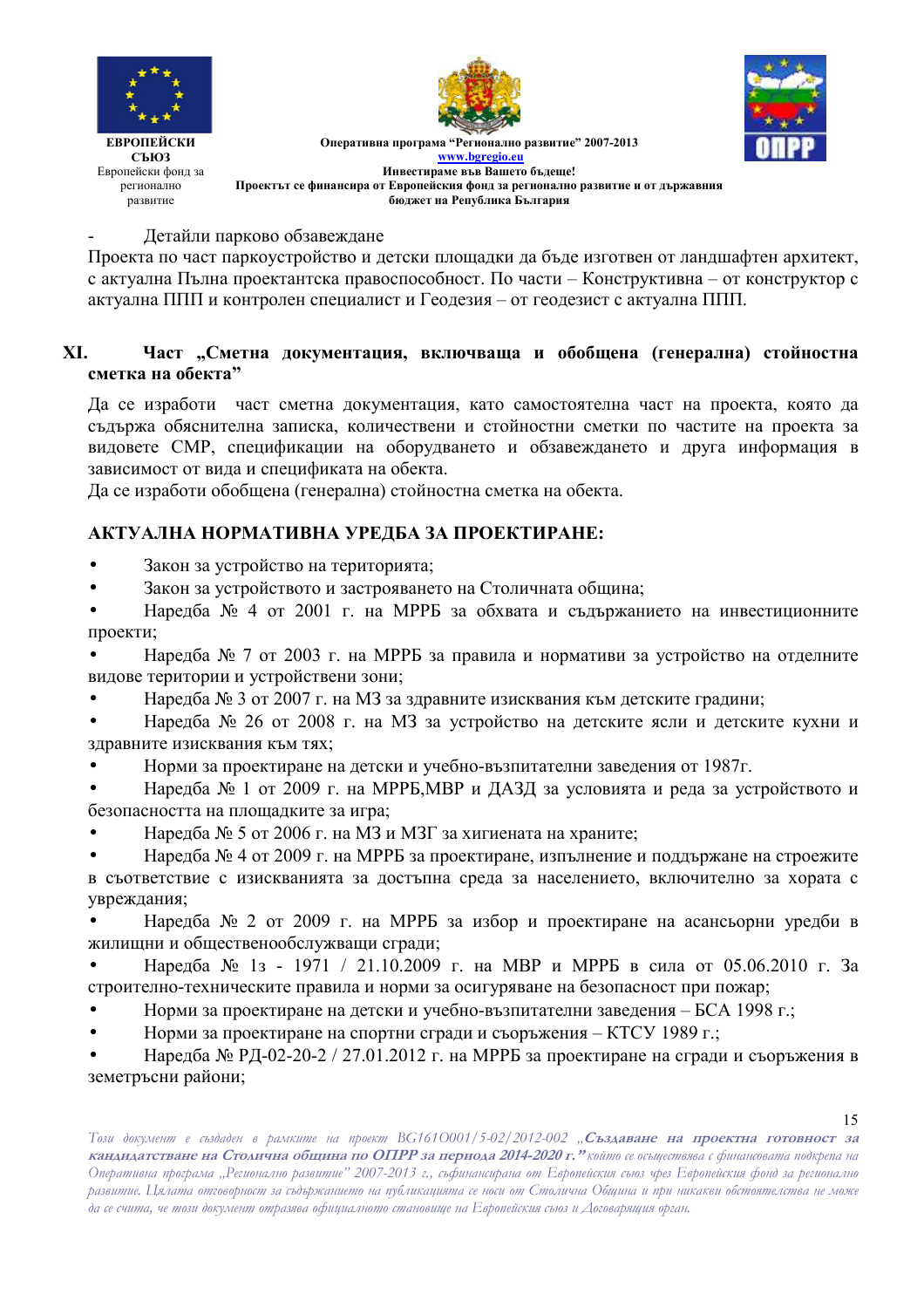- Детайли парково обзавеждане

Проекта по част паркоустройство и детски площадки да бъде изготвен от ландшафтен архитект, с актуална Пълна проектантска правоспособност. По части – Конструктивна – от конструктор с актуална ППП и контролен специалист и Геодезия – от геодезист с актуална ППП.

## XI. Част „Сметна документация, включваща и обобщена (генерална) стойностна сметка на обекта"

Да се изработи част сметна документация, като самостоятелна част на проекта, която да съдържа обяснителна записка, количествени и стойностни сметки по частите на проекта за видовете СМР, спецификации на оборудването и обзавеждането и друга информация в зависимост от вида и спецификата на обекта.

Да се изработи обобщена (генерална) стойностна сметка на обекта.

## АКТУАЛНА НОРМАТИВНА УРЕДБА ЗА ПРОЕКТИРАНЕ:

- Закон за устройство на територията;
- Закон за устройството и застрояването на Столичната община;
- Наредба № 4 от 2001 г. на МРРБ за обхвата и съдържанието на инвестиционните проекти;
- Наредба № 7 от 2003 г. на МРРБ за правила и нормативи за устройство на отделните видове територии и устройствени зони;
- Наредба № 3 от 2007 г. на МЗ за здравните изисквания към детските градини;
- Наредба № 26 от 2008 г. на МЗ за устройство на детските ясли и детските кухни и здравните изисквания към тях;
- Норми за проектиране на детски и учебно-възпитателни заведения от 1987г.
- Наредба № 1 от 2009 г. на МРРБ,МВР и ДАЗД за условията и реда за устройството и безопасността на площадките за игра;
- Наредба № 5 от 2006 г. на МЗ и МЗГ за хигиената на храните;
- Наредба № 4 от 2009 г. на МРРБ за проектиране, изпълнение и поддържане на строежите в съответствие с изискванията за достъпна среда за населението, включително за хората с увреждания;
- Наредба № 2 от 2009 г. на МРРБ за избор и проектиране на асансьорни уредби в жилищни и общественообслужващи сгради;
- Наредба № 1з - 1971 / 21.10.2009 г. на МВР и МРРБ в сила от 05.06.2010 г. За строително-техническите правила и норми за осигуряване на безопасност при пожар;
- Норми за проектиране на детски и учебно-възпитателни заведения – БСА 1998 г.;
- Норми за проектиране на спортни сгради и съоръжения – КТСУ 1989 г.;
- Наредба № РД-02-20-2 / 27.01.2012 г. на МРРБ за проектиране на сгради и съоръжения в земетръсни райони;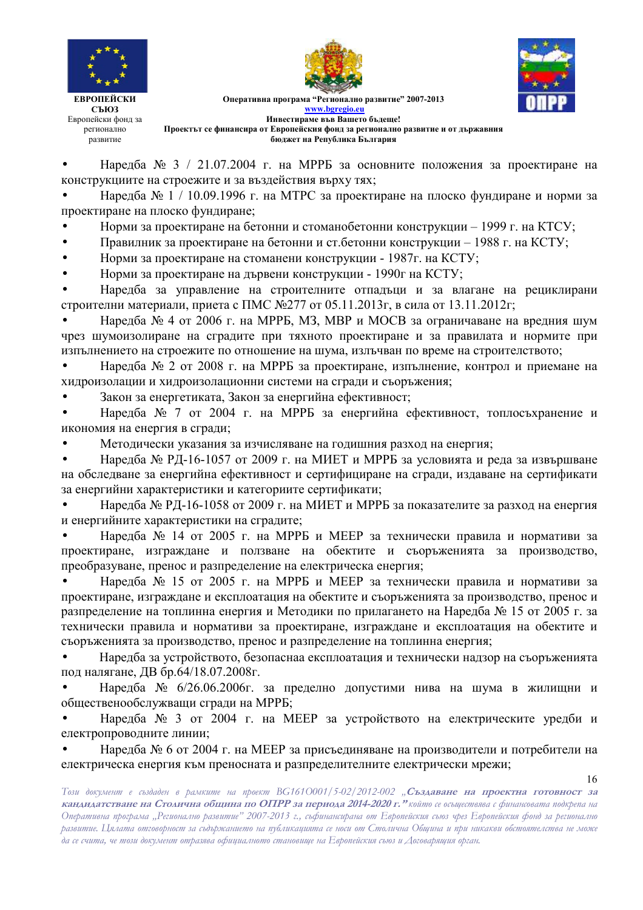- Наредба № 3 / 21.07.2004 г. на МРРБ за основните положения за проектиране на конструкциите на строежите и за въздействия върху тях;
- Наредба № 1 / 10.09.1996 г. на МТРС за проектиране на плоско фундиране и норми за проектиране на плоско фундиране;
- Норми за проектиране на бетонни и стоманобетонни конструкции – 1999 г. на КТСУ;
- Правилник за проектиране на бетонни и ст.бетонни конструкции – 1988 г. на КСТУ;
- Норми за проектиране на стоманени конструкции - 1987г. на КСТУ;
- Норми за проектиране на дървени конструкции - 1990г на КСТУ;
- Наредба за управление на строителните отпадъци и за влагане на рециклирани строителни материали, приета с ПМС №277 от 05.11.2013г, в сила от 13.11.2012г;
- Наредба № 4 от 2006 г. на МРРБ, МЗ, МВР и МОСВ за ограничаване на вредния шум чрез шумоизолиране на сградите при тяхното проектиране и за правилата и нормите при изпълнението на строежите по отношение на шума, излъчван по време на строителството;
- Наредба № 2 от 2008 г. на МРРБ за проектиране, изпълнение, контрол и приемане на хидроизолации и хидроизолационни системи на сгради и съоръжения;
- Закон за енергетиката, Закон за енергийна ефективност;
- Наредба № 7 от 2004 г. на МРРБ за енергийна ефективност, топлосъхранение и икономия на енергия в сгради;
- Методически указания за изчисляване на годишния разход на енергия;
- Наредба № РД-16-1057 от 2009 г. на МИЕТ и МРРБ за условията и реда за извършване на обследване за енергийна ефективност и сертифициране на сгради, издаване на сертификати за енергийни характеристики и категориите сертификати;
- Наредба № РД-16-1058 от 2009 г. на МИЕТ и МРРБ за показателите за разход на енергия и енергийните характеристики на сградите;
- Наредба № 14 от 2005 г. на МРРБ и МЕЕР за технически правила и нормативи за проектиране, изграждане и ползване на обектите и съоръженията за производство, преобразуване, пренос и разпределение на електрическа енергия;
- Наредба № 15 от 2005 г. на МРРБ и МЕЕР за технически правила и нормативи за проектиране, изграждане и експлоатация на обектите и съоръженията за производство, пренос и разпределение на топлинна енергия и Методики по прилагането на Наредба № 15 от 2005 г. за технически правила и нормативи за проектиране, изграждане и експлоатация на обектите и съоръженията за производство, пренос и разпределение на топлинна енергия;
- Наредба за устройството, безопаснаа експлоатация и технически надзор на съоръженията под налягане, ДВ бр.64/18.07.2008г.
- Наредба № 6/26.06.2006г. за пределно допустими нива на шума в жилищни и общественообслужващи сгради на МРРБ;
- Наредба № 3 от 2004 г. на МЕЕР за устройството на електрическите уредби и електропроводните линии;
- Наредба № 6 от 2004 г. на МЕЕР за присъединяване на производители и потребители на електрическа енергия към преносната и разпределителните електрически мрежи;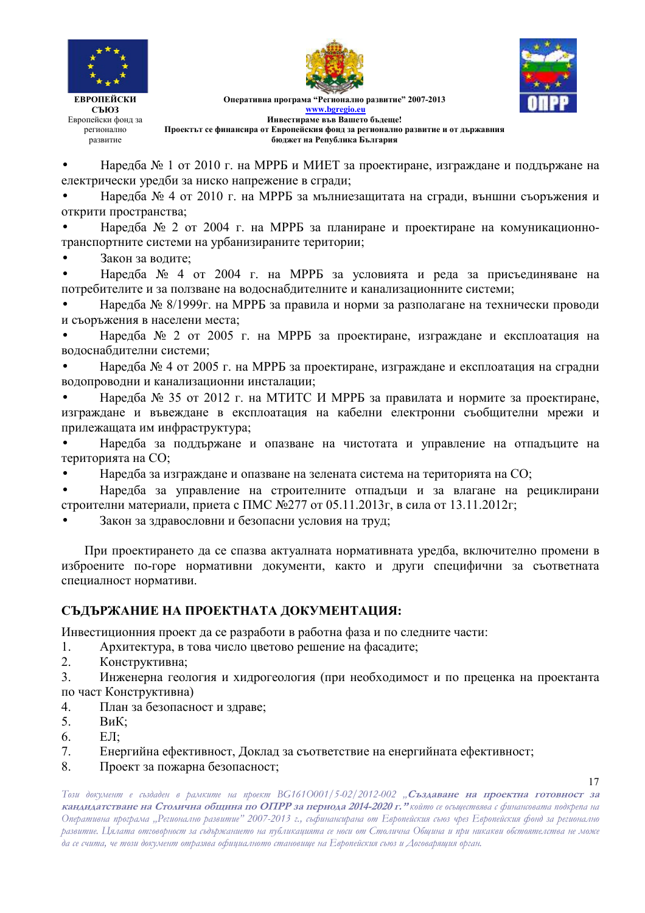- Наредба № 1 от 2010 г. на МРРБ и МИЕТ за проектиране, изграждане и поддържане на електрически уредби за ниско напрежение в сгради;
- Наредба № 4 от 2010 г. на МРРБ за мълниезащитата на сгради, външни съоръжения и открити пространства;
- Наредба № 2 от 2004 г. на МРРБ за планиране и проектиране на комуникационно-транспортните системи на урбанизираните територии;
- Закон за водите;
- Наредба № 4 от 2004 г. на МРРБ за условията и реда за присъединяване на потребителите и за ползване на водоснабдителните и канализационните системи;
- Наредба № 8/1999г. на МРРБ за правила и норми за разполагане на технически проводи и съоръжения в населени места;
- Наредба № 2 от 2005 г. на МРРБ за проектиране, изграждане и експлоатация на водоснабдителни системи;
- Наредба № 4 от 2005 г. на МРРБ за проектиране, изграждане и експлоатация на сградни водопроводни и канализационни инсталации;
- Наредба № 35 от 2012 г. на МТИТС И МРРБ за правилата и нормите за проектиране, изграждане и въвеждане в експлоатация на кабелни електронни съобщителни мрежи и прилежащата им инфраструктура;
- Наредба за поддържане и опазване на чистотата и управление на отпадъците на територията на СО;
- Наредба за изграждане и опазване на зелената система на територията на СО;
- Наредба за управление на строителните отпадъци и за влагане на рециклирани строителни материали, приета с ПМС №277 от 05.11.2013г, в сила от 13.11.2012г;
- Закон за здравословни и безопасни условия на труд;

При проектирането да се спазва актуалната нормативната уредба, включително промени в изброените по-горе нормативни документи, както и други специфични за съответната специалност нормативи.

## СЪДЪРЖАНИЕ НА ПРОЕКТНАТА ДОКУМЕНТАЦИЯ:

Инвестиционния проект да се разработи в работна фаза и по следните части:

1. Архитектура, в това число цветово решение на фасадите;
2. Конструктивна;
3. Инженерна геология и хидрогеология (при необходимост и по преценка на проектанта по част Конструктивна)
4. План за безопасност и здраве;
5. ВиК;
6. ЕЛ;
7. Енергийна ефективност, Доклад за съответствие на енергийната ефективност;
8. Проект за пожарна безопасност;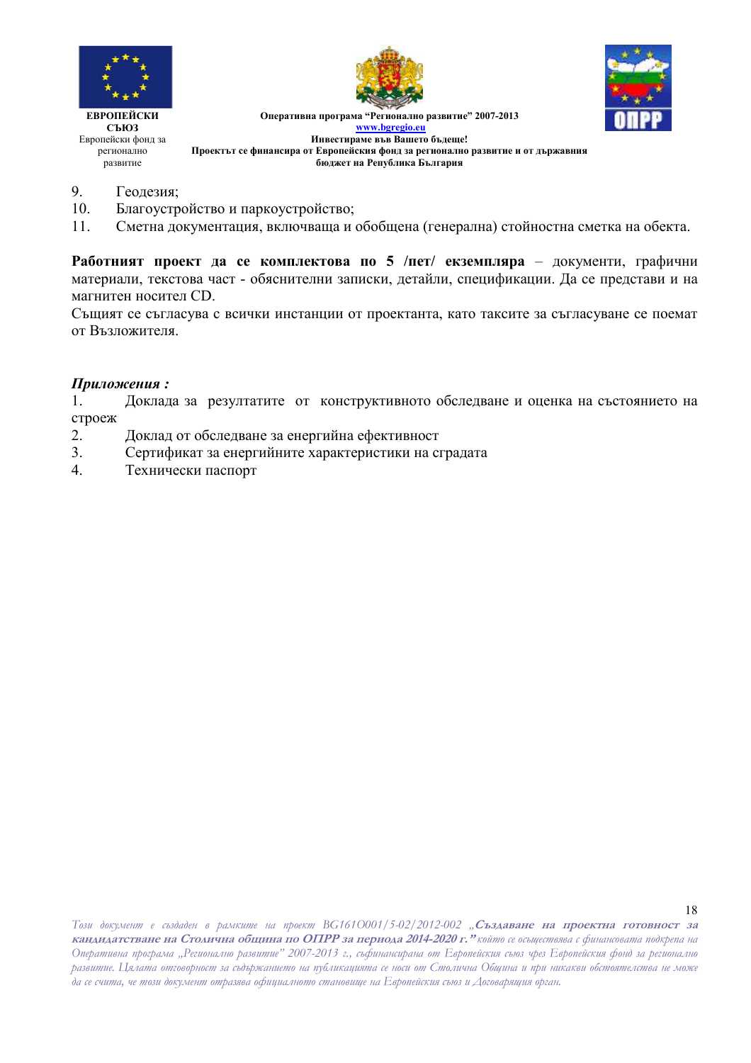9. Геодезия;
10. Благоустройство и паркоустройство;
11. Сметна документация, включваща и обобщена (генерална) стойностна сметка на обекта.

**Работният проект да се комплектова по 5 /пет/ екземпляра** – документи, графични материали, текстова част - обяснителни записки, детайли, спецификации. Да се представи и на магнитен носител CD.
Същият се съгласува с всички инстанции от проектанта, като таксите за съгласуване се поемат от Възложителя.

***Приложения :***

1. Доклада за резултатите от конструктивното обследване и оценка на състоянието на строеж
2. Доклад от обследване за енергийна ефективност
3. Сертификат за енергийните характеристики на сградата
4. Технически паспорт